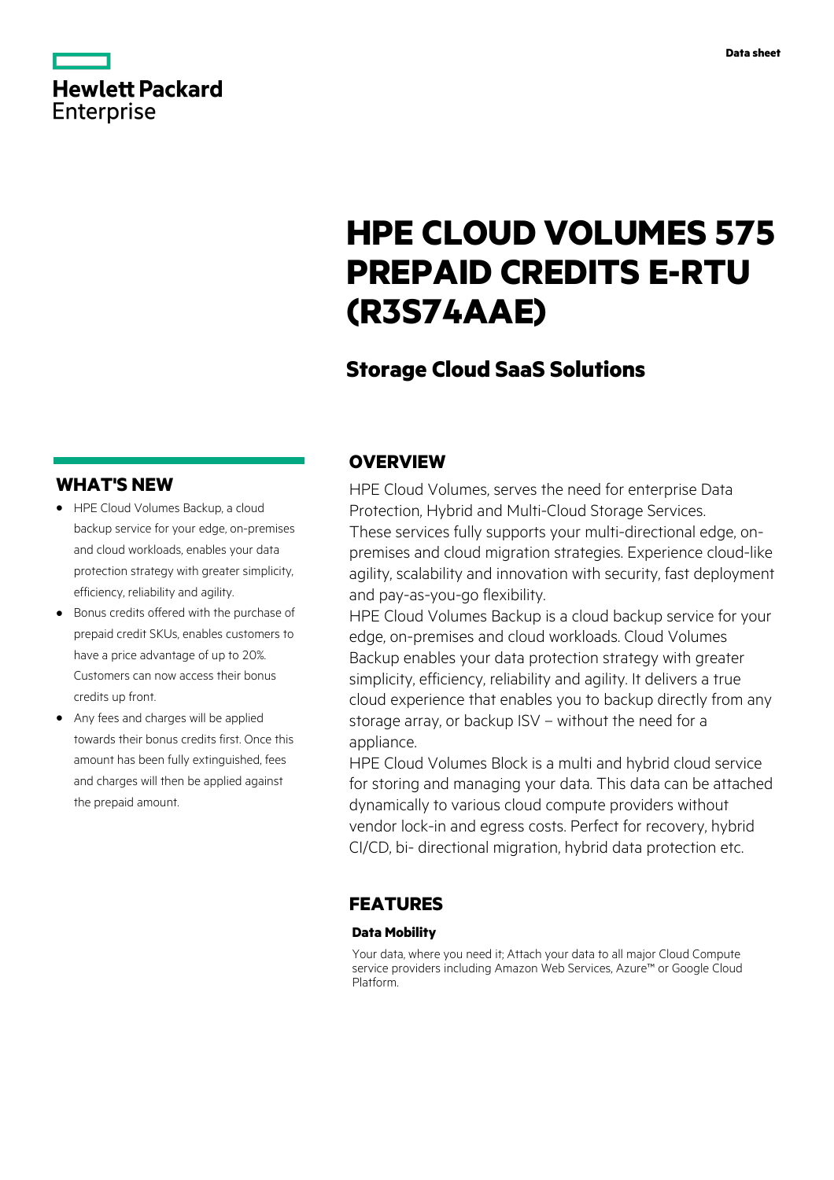Hewlett Packard Enterprise

Data sheet

# HPE CLOUD VOLUMES 575 PREPAID CREDITS E-RTU (R3S74AAE)

## Storage Cloud SaaS Solutions

## WHAT'S NEW

- HPE Cloud Volumes Backup, a cloud backup service for your edge, on-premises and cloud workloads, enables your data protection strategy with greater simplicity, efficiency, reliability and agility.
- Bonus credits offered with the purchase of prepaid credit SKUs, enables customers to have a price advantage of up to 20%. Customers can now access their bonus credits up front.
- Any fees and charges will be applied towards their bonus credits first. Once this amount has been fully extinguished, fees and charges will then be applied against the prepaid amount.

## OVERVIEW

HPE Cloud Volumes, serves the need for enterprise Data Protection, Hybrid and Multi-Cloud Storage Services. These services fully supports your multi-directional edge, on-premises and cloud migration strategies. Experience cloud-like agility, scalability and innovation with security, fast deployment and pay-as-you-go flexibility.

HPE Cloud Volumes Backup is a cloud backup service for your edge, on-premises and cloud workloads. Cloud Volumes Backup enables your data protection strategy with greater simplicity, efficiency, reliability and agility. It delivers a true cloud experience that enables you to backup directly from any storage array, or backup ISV – without the need for a appliance.

HPE Cloud Volumes Block is a multi and hybrid cloud service for storing and managing your data. This data can be attached dynamically to various cloud compute providers without vendor lock-in and egress costs. Perfect for recovery, hybrid CI/CD, bi- directional migration, hybrid data protection etc.

## FEATURES

### Data Mobility

Your data, where you need it; Attach your data to all major Cloud Compute service providers including Amazon Web Services, Azure™ or Google Cloud Platform.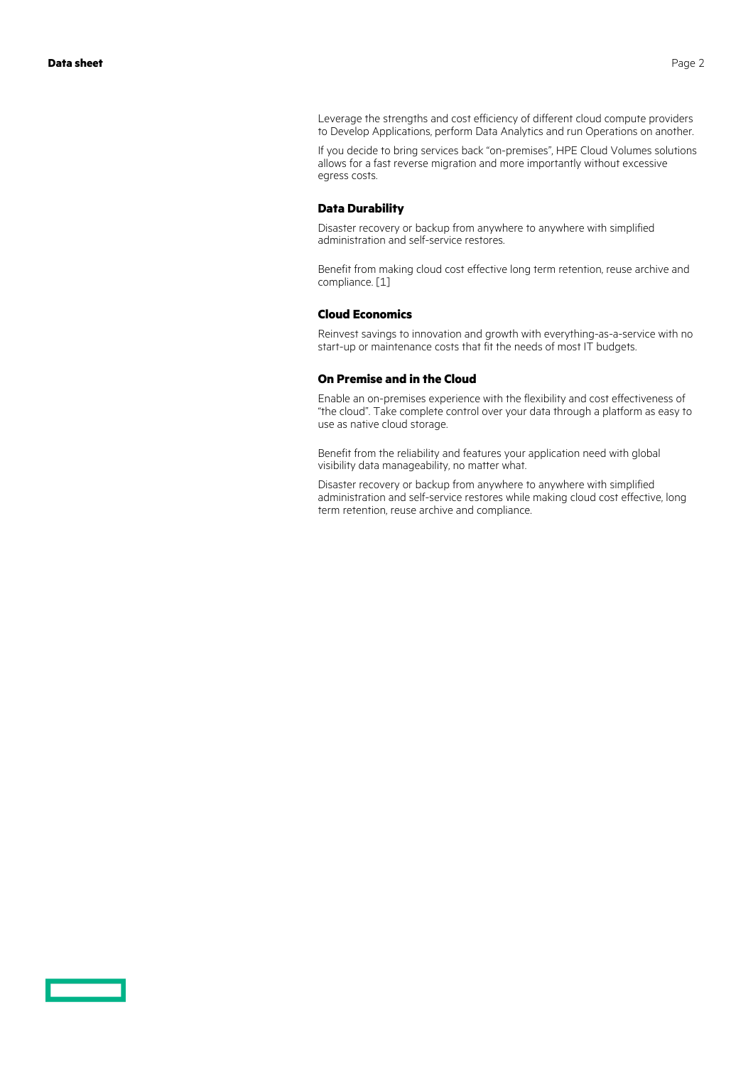Leverage the strengths and cost efficiency of different cloud compute providers to Develop Applications, perform Data Analytics and run Operations on another.

If you decide to bring services back “on-premises”, HPE Cloud Volumes solutions allows for a fast reverse migration and more importantly without excessive egress costs.

### Data Durability

Disaster recovery or backup from anywhere to anywhere with simplified administration and self-service restores.

Benefit from making cloud cost effective long term retention, reuse archive and compliance. [1]

### Cloud Economics

Reinvest savings to innovation and growth with everything-as-a-service with no start-up or maintenance costs that fit the needs of most IT budgets.

### On Premise and in the Cloud

Enable an on-premises experience with the flexibility and cost effectiveness of “the cloud”. Take complete control over your data through a platform as easy to use as native cloud storage.

Benefit from the reliability and features your application need with global visibility data manageability, no matter what.

Disaster recovery or backup from anywhere to anywhere with simplified administration and self-service restores while making cloud cost effective, long term retention, reuse archive and compliance.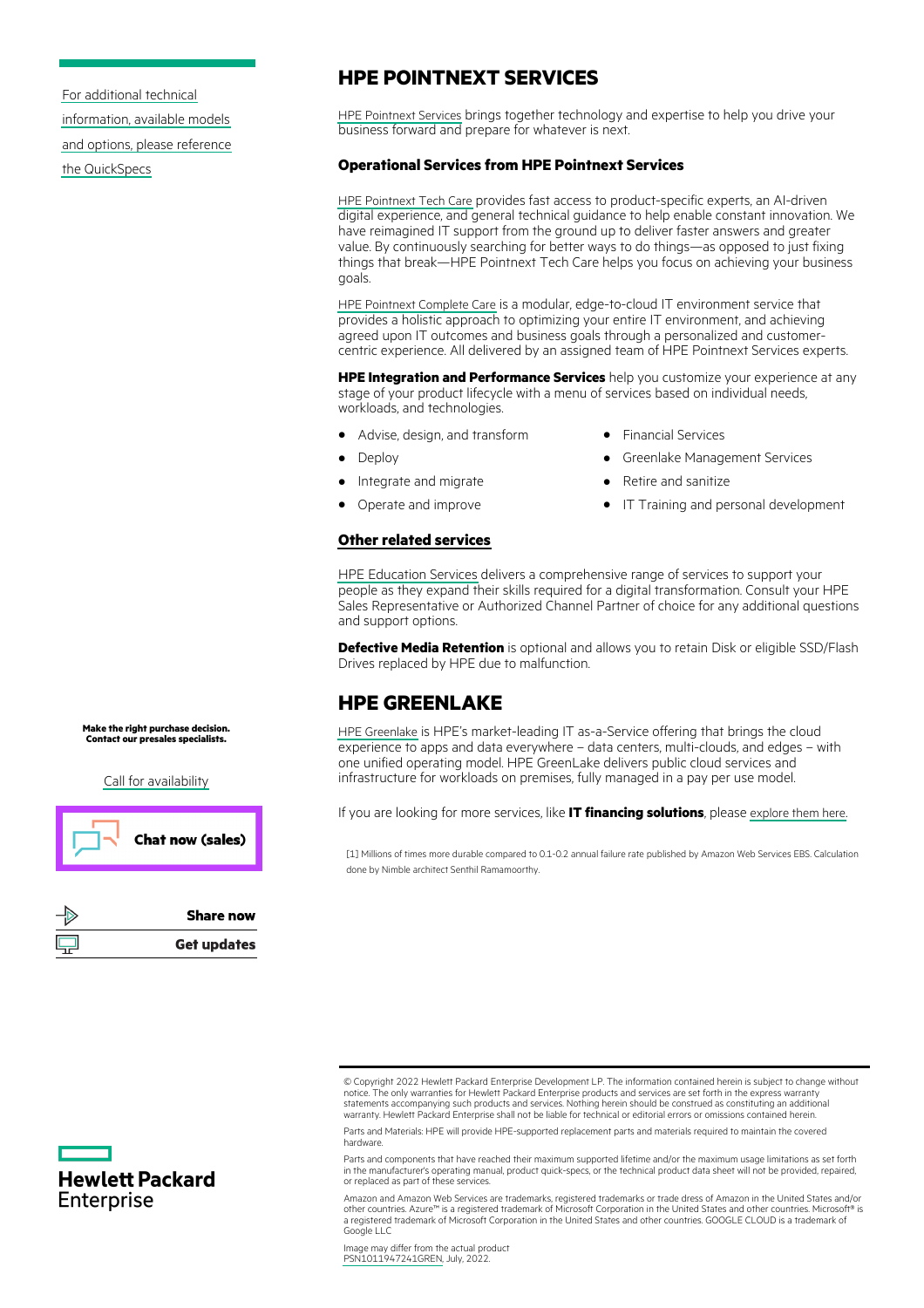For additional technical information, available models and options, please reference the QuickSpecs

## HPE POINTNEXT SERVICES

HPE Pointnext Services brings together technology and expertise to help you drive your business forward and prepare for whatever is next.

### Operational Services from HPE Pointnext Services

HPE Pointnext Tech Care provides fast access to product-specific experts, an AI-driven digital experience, and general technical guidance to help enable constant innovation. We have reimagined IT support from the ground up to deliver faster answers and greater value. By continuously searching for better ways to do things—as opposed to just fixing things that break—HPE Pointnext Tech Care helps you focus on achieving your business goals.

HPE Pointnext Complete Care is a modular, edge-to-cloud IT environment service that provides a holistic approach to optimizing your entire IT environment, and achieving agreed upon IT outcomes and business goals through a personalized and customer-centric experience. All delivered by an assigned team of HPE Pointnext Services experts.

**HPE Integration and Performance Services** help you customize your experience at any stage of your product lifecycle with a menu of services based on individual needs, workloads, and technologies.

- Advise, design, and transform
- Deploy
- Integrate and migrate
- Operate and improve
- Financial Services
- Greenlake Management Services
- Retire and sanitize
- IT Training and personal development

### Other related services

HPE Education Services delivers a comprehensive range of services to support your people as they expand their skills required for a digital transformation. Consult your HPE Sales Representative or Authorized Channel Partner of choice for any additional questions and support options.

**Defective Media Retention** is optional and allows you to retain Disk or eligible SSD/Flash Drives replaced by HPE due to malfunction.

## HPE GREENLAKE

HPE Greenlake is HPE's market-leading IT as-a-Service offering that brings the cloud experience to apps and data everywhere – data centers, multi-clouds, and edges – with one unified operating model. HPE GreenLake delivers public cloud services and infrastructure for workloads on premises, fully managed in a pay per use model.

If you are looking for more services, like **IT financing solutions**, please explore them here.

[1] Millions of times more durable compared to 0.1-0.2 annual failure rate published by Amazon Web Services EBS. Calculation done by Nimble architect Senthil Ramamoorthy.

**Make the right purchase decision. Contact our presales specialists.**

Call for availability

**Chat now (sales)**

**Share now**

**Get updates**

© Copyright 2022 Hewlett Packard Enterprise Development LP. The information contained herein is subject to change without notice. The only warranties for Hewlett Packard Enterprise products and services are set forth in the express warranty statements accompanying such products and services. Nothing herein should be construed as constituting an additional warranty. Hewlett Packard Enterprise shall not be liable for technical or editorial errors or omissions contained herein.

Parts and Materials: HPE will provide HPE-supported replacement parts and materials required to maintain the covered hardware.

Parts and components that have reached their maximum supported lifetime and/or the maximum usage limitations as set forth in the manufacturer's operating manual, product quick-specs, or the technical product data sheet will not be provided, repaired, or replaced as part of these services.

Amazon and Amazon Web Services are trademarks, registered trademarks or trade dress of Amazon in the United States and/or other countries. Azure™ is a registered trademark of Microsoft Corporation in the United States and other countries. Microsoft® is a registered trademark of Microsoft Corporation in the United States and other countries. GOOGLE CLOUD is a trademark of Google LLC

Image may differ from the actual product

PSN1011947241GREN, July, 2022.

**Hewlett Packard Enterprise**